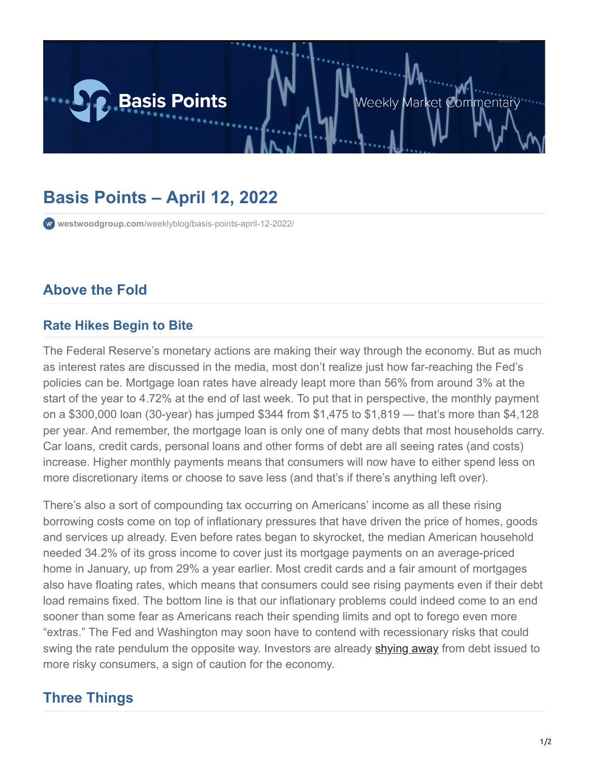# Basis Points – April 12, 2022

westwoodgroup.com/weeklyblog/basis-points-april-12-2022/

## Above the Fold

### Rate Hikes Begin to Bite

The Federal Reserve's monetary actions are making their way through the economy. But as much as interest rates are discussed in the media, most don't realize just how far-reaching the Fed's policies can be. Mortgage loan rates have already leapt more than 56% from around 3% at the start of the year to 4.72% at the end of last week. To put that in perspective, the monthly payment on a $300,000 loan (30-year) has jumped $344 from $1,475 to $1,819 — that's more than $4,128 per year. And remember, the mortgage loan is only one of many debts that most households carry. Car loans, credit cards, personal loans and other forms of debt are all seeing rates (and costs) increase. Higher monthly payments means that consumers will now have to either spend less on more discretionary items or choose to save less (and that's if there's anything left over).

There's also a sort of compounding tax occurring on Americans' income as all these rising borrowing costs come on top of inflationary pressures that have driven the price of homes, goods and services up already. Even before rates began to skyrocket, the median American household needed 34.2% of its gross income to cover just its mortgage payments on an average-priced home in January, up from 29% a year earlier. Most credit cards and a fair amount of mortgages also have floating rates, which means that consumers could see rising payments even if their debt load remains fixed. The bottom line is that our inflationary problems could indeed come to an end sooner than some fear as Americans reach their spending limits and opt to forego even more "extras." The Fed and Washington may soon have to contend with recessionary risks that could swing the rate pendulum the opposite way. Investors are already shying away from debt issued to more risky consumers, a sign of caution for the economy.

## Three Things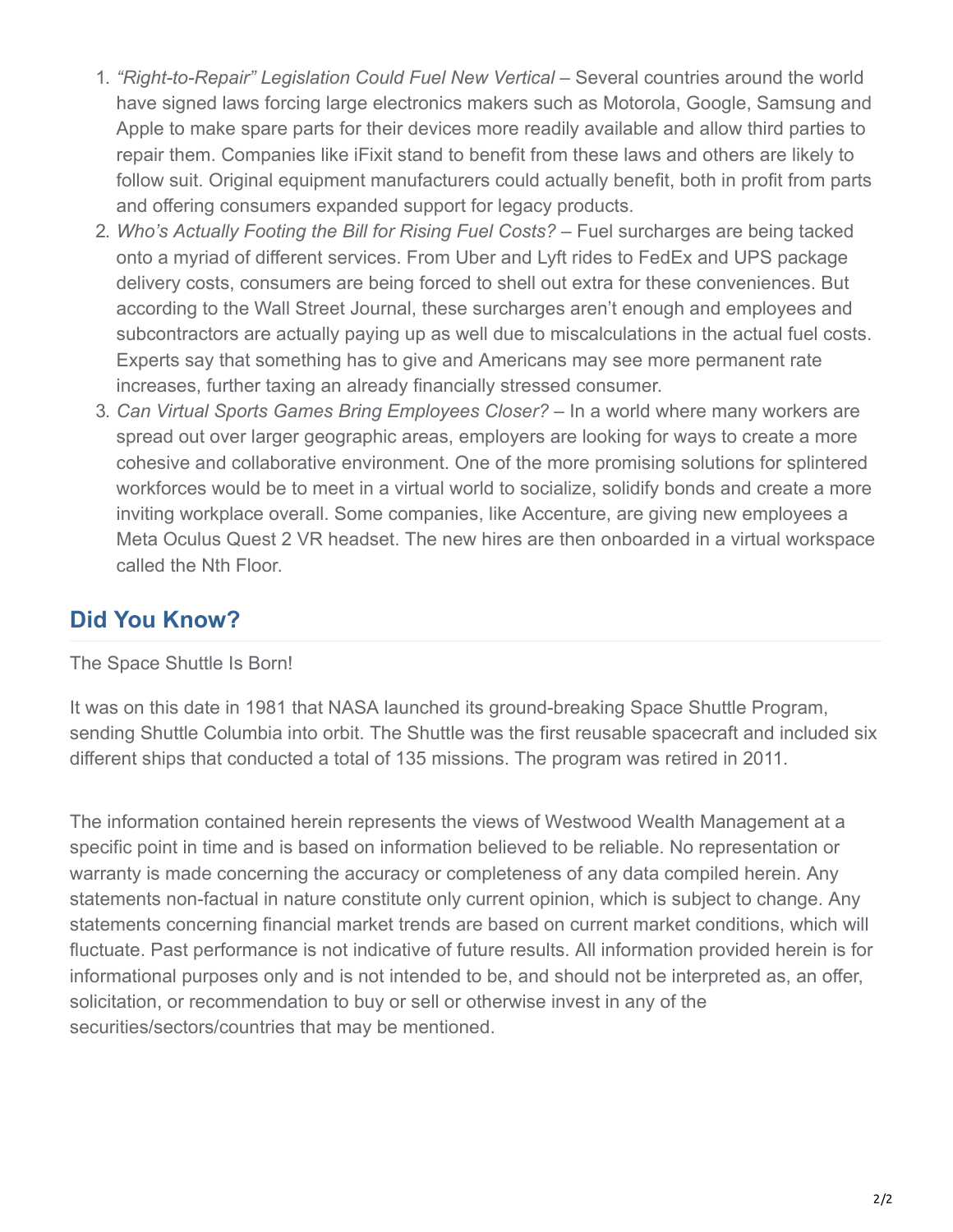1. *"Right-to-Repair" Legislation Could Fuel New Vertical* – Several countries around the world have signed laws forcing large electronics makers such as Motorola, Google, Samsung and Apple to make spare parts for their devices more readily available and allow third parties to repair them. Companies like iFixit stand to benefit from these laws and others are likely to follow suit. Original equipment manufacturers could actually benefit, both in profit from parts and offering consumers expanded support for legacy products.
2. *Who's Actually Footing the Bill for Rising Fuel Costs?* – Fuel surcharges are being tacked onto a myriad of different services. From Uber and Lyft rides to FedEx and UPS package delivery costs, consumers are being forced to shell out extra for these conveniences. But according to the Wall Street Journal, these surcharges aren't enough and employees and subcontractors are actually paying up as well due to miscalculations in the actual fuel costs. Experts say that something has to give and Americans may see more permanent rate increases, further taxing an already financially stressed consumer.
3. *Can Virtual Sports Games Bring Employees Closer?* – In a world where many workers are spread out over larger geographic areas, employers are looking for ways to create a more cohesive and collaborative environment. One of the more promising solutions for splintered workforces would be to meet in a virtual world to socialize, solidify bonds and create a more inviting workplace overall. Some companies, like Accenture, are giving new employees a Meta Oculus Quest 2 VR headset. The new hires are then onboarded in a virtual workspace called the Nth Floor.

## Did You Know?

The Space Shuttle Is Born!

It was on this date in 1981 that NASA launched its ground-breaking Space Shuttle Program, sending Shuttle Columbia into orbit. The Shuttle was the first reusable spacecraft and included six different ships that conducted a total of 135 missions. The program was retired in 2011.

The information contained herein represents the views of Westwood Wealth Management at a specific point in time and is based on information believed to be reliable. No representation or warranty is made concerning the accuracy or completeness of any data compiled herein. Any statements non-factual in nature constitute only current opinion, which is subject to change. Any statements concerning financial market trends are based on current market conditions, which will fluctuate. Past performance is not indicative of future results. All information provided herein is for informational purposes only and is not intended to be, and should not be interpreted as, an offer, solicitation, or recommendation to buy or sell or otherwise invest in any of the securities/sectors/countries that may be mentioned.